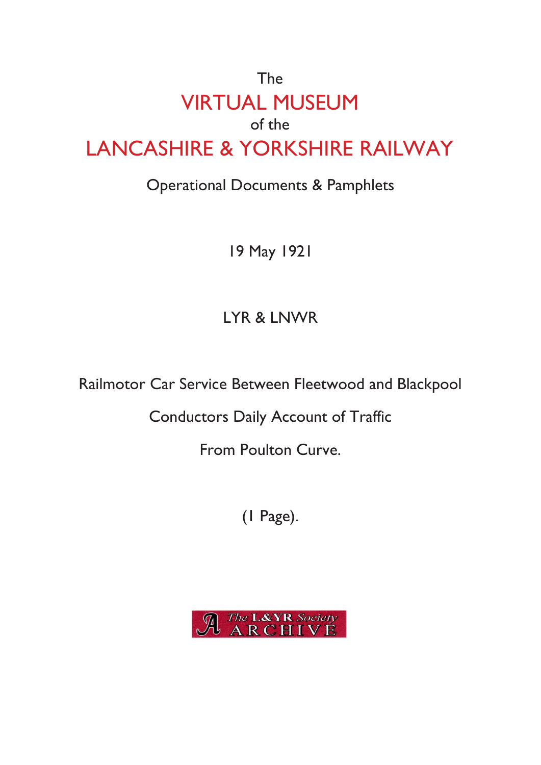The

# VIRTUAL MUSEUM

of the

# LANCASHIRE & YORKSHIRE RAILWAY

Operational Documents & Pamphlets

19 May 1921

LYR & LNWR

Railmotor Car Service Between Fleetwood and Blackpool

Conductors Daily Account of Traffic

From Poulton Curve.

(1 Page).

The L&YR Society ARCHIVE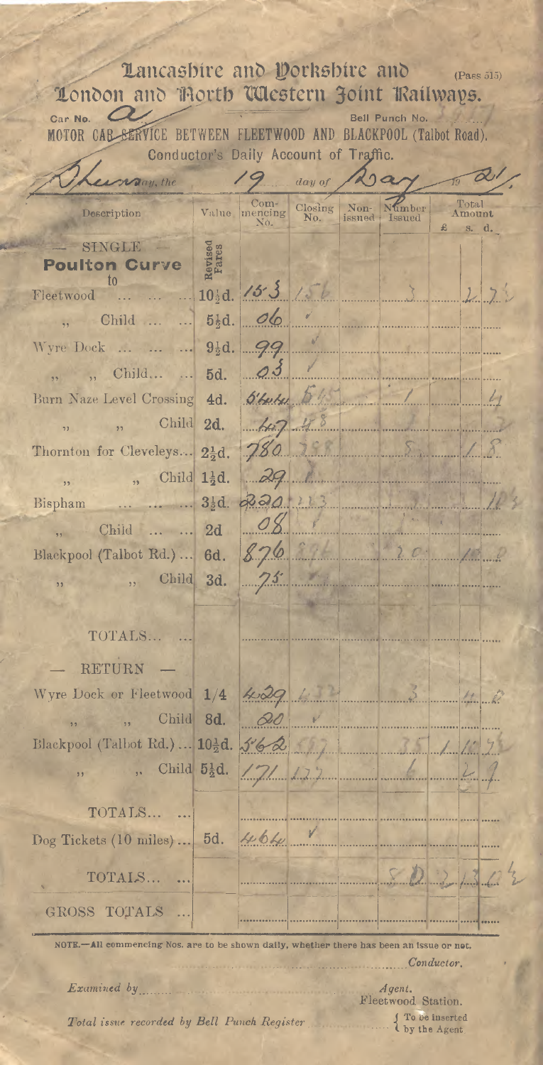# Lancashire and Yorkshire and London and North Western Joint Railways.

(Pass 515)

Car No. 2 Bell Punch No.

MOTOR CAB SERVICE BETWEEN FLEETWOOD AND BLACKPOOL (Talbot Road).

Conductor's Daily Account of Traffic.

Thursday, the 19 day of May 1921.

| Description | Value (Revised Fares) | Commencing No. | Closing No. | Non-issued | Number Issued | Total Amount £ | s. | d. |
|---|---|---|---|---|---|---|---|---|
| — SINGLE — **Poulton Curve** to | | | | | | | | |
| Fleetwood | 10½d. | 153 | 156 | | 3 | | 2 | 7½ |
| „ Child | 5½d. | 06 | ✓ | | | | | |
| Wyre Dock | 9½d. | 99 | ✓ | | | | | |
| „ „ Child | 5d. | 03 | ✓ | | | | | |
| Burn Naze Level Crossing | 4d. | 0644 | 645 | | 1 | | | 4 |
| „ „ Child | 2d. | 47 | 48 | | | | | |
| Thornton for Cleveleys | 2½d. | 780 | 788 | | 8 | | 1 | 8 |
| „ „ Child | 1½d. | 29 | | | | | | |
| Bispham | 3½d. | 220 | 223 | | | | | 10½ |
| „ Child | 2d | 08 | | | | | | |
| Blackpool (Talbot Rd.) | 6d. | 876 | | | 20 | | 10 | 0 |
| „ „ Child | 3d. | 75 | | | | | | |
| TOTALS | | | | | | | | |
| — RETURN — | | | | | | | | |
| Wyre Dock or Fleetwood | 1/4 | 429 | 432 | | 3 | | 4 | 0 |
| „ „ Child | 8d. | 20 | ✓ | | | | | |
| Blackpool (Talbot Rd.) | 10½d. | 562 | | | 15 | | 13 | 1½ |
| „ „ Child | 5½d. | 171 | 177 | | 6 | | 2 | 9 |
| TOTALS | | | | | | | | |
| Dog Tickets (10 miles) | 5d. | 464 | ✓ | | | | | |
| TOTALS | | | | | 5 D | 2 | 13 | 0½ |
| GROSS TOTALS | | | | | | | | |

NOTE.—All commencing Nos. are to be shown daily, whether there has been an issue or not.

Conductor.

*Examined by* Agent. Fleetwood Station.

*Total issue recorded by Bell Punch Register* { To be inserted by the Agent